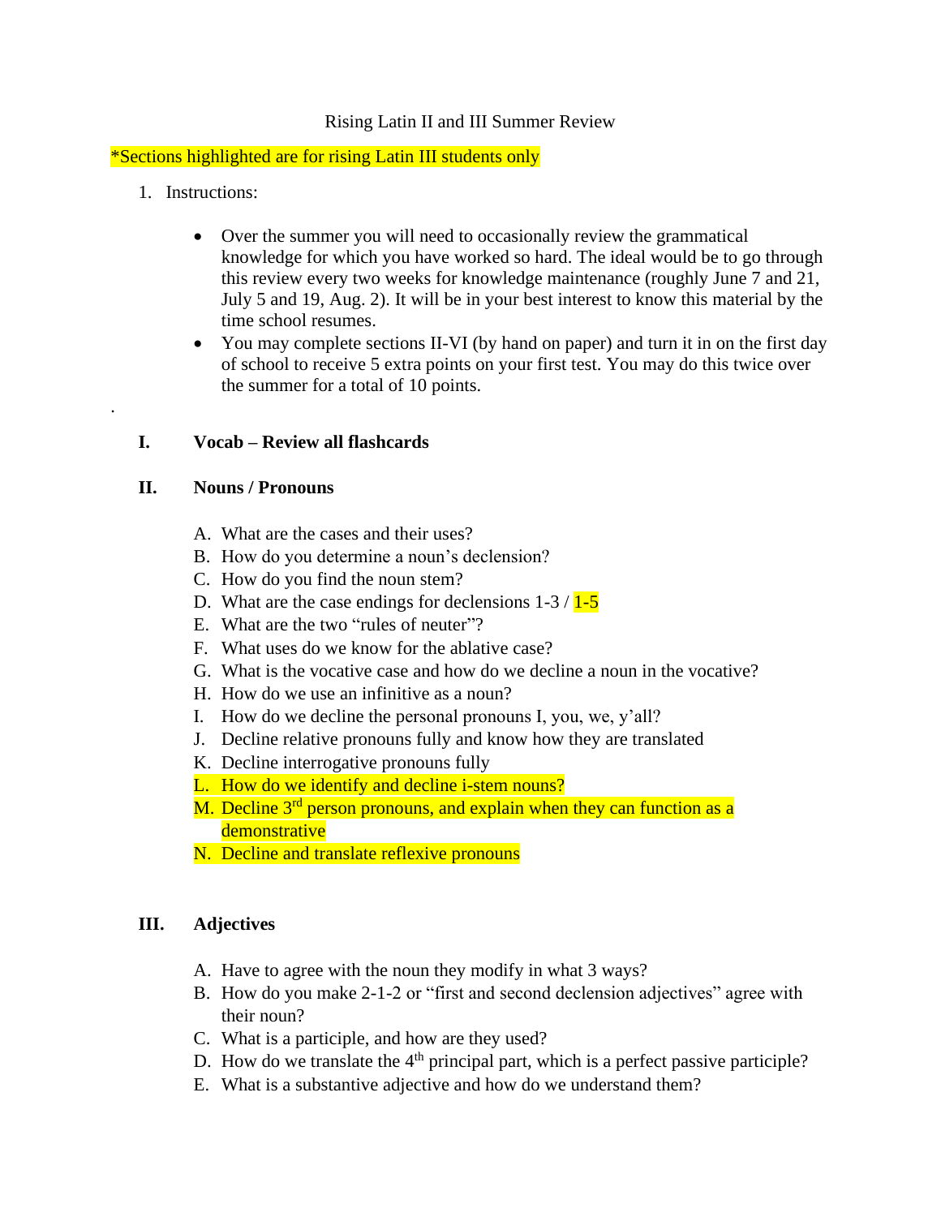# Rising Latin II and III Summer Review

*Sections highlighted are for rising Latin III students only

1. Instructions:

   - Over the summer you will need to occasionally review the grammatical knowledge for which you have worked so hard. The ideal would be to go through this review every two weeks for knowledge maintenance (roughly June 7 and 21, July 5 and 19, Aug. 2). It will be in your best interest to know this material by the time school resumes.
   - You may complete sections II-VI (by hand on paper) and turn it in on the first day of school to receive 5 extra points on your first test. You may do this twice over the summer for a total of 10 points.

.

## I. Vocab – Review all flashcards

## II. Nouns / Pronouns

A. What are the cases and their uses?
B. How do you determine a noun's declension?
C. How do you find the noun stem?
D. What are the case endings for declensions 1-3 / 1-5
E. What are the two "rules of neuter"?
F. What uses do we know for the ablative case?
G. What is the vocative case and how do we decline a noun in the vocative?
H. How do we use an infinitive as a noun?
I. How do we decline the personal pronouns I, you, we, y'all?
J. Decline relative pronouns fully and know how they are translated
K. Decline interrogative pronouns fully
L. How do we identify and decline i-stem nouns?
M. Decline 3rd person pronouns, and explain when they can function as a demonstrative
N. Decline and translate reflexive pronouns

## III. Adjectives

A. Have to agree with the noun they modify in what 3 ways?
B. How do you make 2-1-2 or "first and second declension adjectives" agree with their noun?
C. What is a participle, and how are they used?
D. How do we translate the 4th principal part, which is a perfect passive participle?
E. What is a substantive adjective and how do we understand them?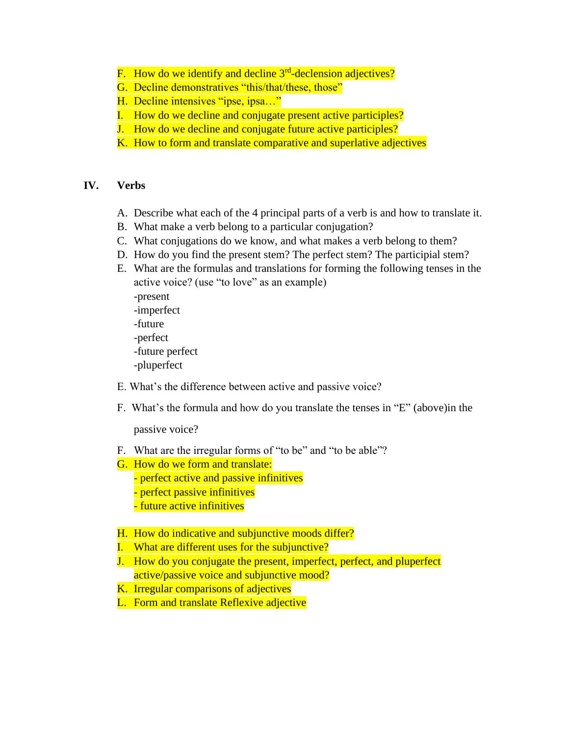F. How do we identify and decline 3rd-declension adjectives?
G. Decline demonstratives "this/that/these, those"
H. Decline intensives "ipse, ipsa…"
I. How do we decline and conjugate present active participles?
J. How do we decline and conjugate future active participles?
K. How to form and translate comparative and superlative adjectives

## IV. Verbs

A. Describe what each of the 4 principal parts of a verb is and how to translate it.
B. What make a verb belong to a particular conjugation?
C. What conjugations do we know, and what makes a verb belong to them?
D. How do you find the present stem? The perfect stem? The participial stem?
E. What are the formulas and translations for forming the following tenses in the active voice? (use "to love" as an example)
   -present
   -imperfect
   -future
   -perfect
   -future perfect
   -pluperfect

E. What's the difference between active and passive voice?

F. What's the formula and how do you translate the tenses in "E" (above)in the passive voice?

F. What are the irregular forms of "to be" and "to be able"?
G. How do we form and translate:
   - perfect active and passive infinitives
   - perfect passive infinitives
   - future active infinitives

H. How do indicative and subjunctive moods differ?
I. What are different uses for the subjunctive?
J. How do you conjugate the present, imperfect, perfect, and pluperfect active/passive voice and subjunctive mood?
K. Irregular comparisons of adjectives
L. Form and translate Reflexive adjective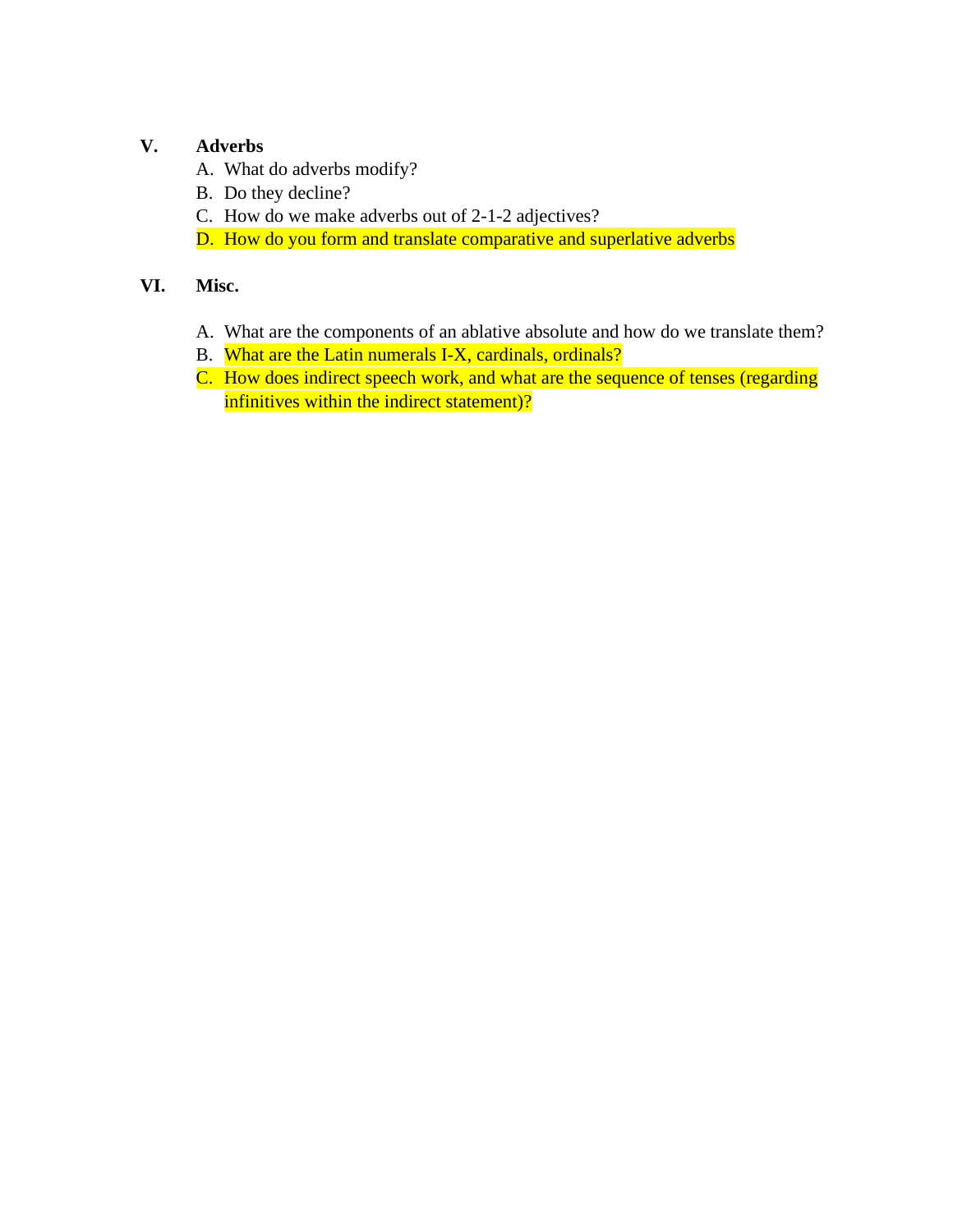**V. Adverbs**

A. What do adverbs modify?
B. Do they decline?
C. How do we make adverbs out of 2-1-2 adjectives?
D. How do you form and translate comparative and superlative adverbs

**VI. Misc.**

A. What are the components of an ablative absolute and how do we translate them?
B. What are the Latin numerals I-X, cardinals, ordinals?
C. How does indirect speech work, and what are the sequence of tenses (regarding infinitives within the indirect statement)?